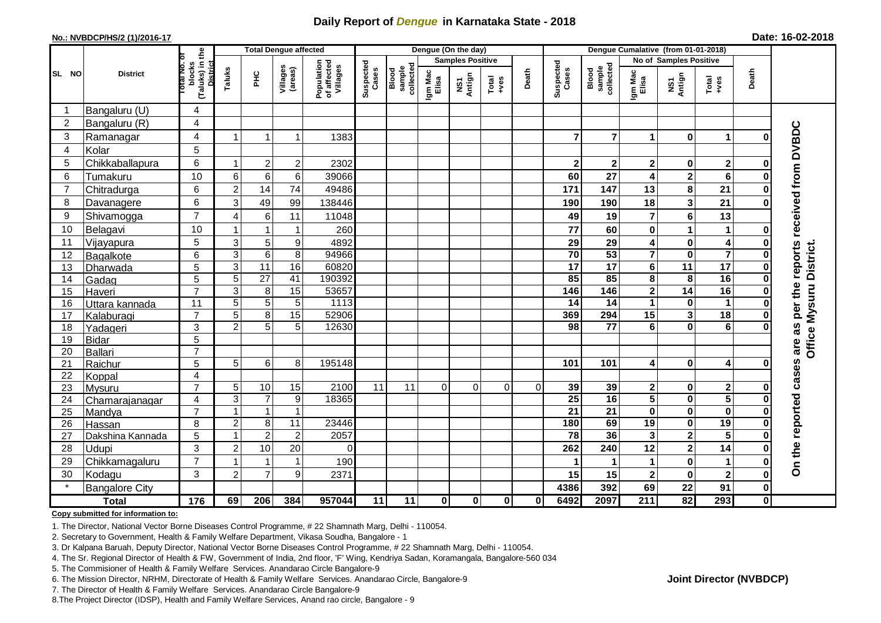# Daily Report of *Dengue* in Karnataka State - 2018

**No.: NVBDCP/HS/2 (1)/2016-17**

**Date: 16-02-2018**

| SL NO | District | Total No. of blocks (Taluks) in the District | Total Dengue affected | | | | Dengue (On the day) | | | | | | Dengue Cumalative (from 01-01-2018) | | | | | | |
|---|---|---|---|---|---|---|---|---|---|---|---|---|---|---|---|---|---|---|---|
| | | | Taluks | PHC | Villages (areas) | Population of affected Villages | Suspected Cases | Blood sample collected | Samples Positive | | | Death | Suspected Cases | Blood sample collected | No of Samples Positive | | | Death | |
| | | | | | | | | | Igm Mac Elisa | NS1 Antign | Total +ves | | | | Igm Mac Elisa | NS1 Antign | Total +ves | | |
| 1 | Bangaluru (U) | 4 | | | | | | | | | | | | | | | | | On the reported cases are as per the reports received from DVBDC Office Mysuru District. |
| 2 | Bangaluru (R) | 4 | | | | | | | | | | | | | | | | | |
| 3 | Ramanagar | 4 | 1 | 1 | 1 | 1383 | | | | | | | 7 | 7 | 1 | 0 | 1 | 0 | |
| 4 | Kolar | 5 | | | | | | | | | | | | | | | | | |
| 5 | Chikkaballapura | 6 | 1 | 2 | 2 | 2302 | | | | | | | 2 | 2 | 2 | 0 | 2 | 0 | |
| 6 | Tumakuru | 10 | 6 | 6 | 6 | 39066 | | | | | | | 60 | 27 | 4 | 2 | 6 | 0 | |
| 7 | Chitradurga | 6 | 2 | 14 | 74 | 49486 | | | | | | | 171 | 147 | 13 | 8 | 21 | 0 | |
| 8 | Davanagere | 6 | 3 | 49 | 99 | 138446 | | | | | | | 190 | 190 | 18 | 3 | 21 | 0 | |
| 9 | Shivamogga | 7 | 4 | 6 | 11 | 11048 | | | | | | | 49 | 19 | 7 | 6 | 13 | | |
| 10 | Belagavi | 10 | 1 | 1 | 1 | 260 | | | | | | | 77 | 60 | 0 | 1 | 1 | 0 | |
| 11 | Vijayapura | 5 | 3 | 5 | 9 | 4892 | | | | | | | 29 | 29 | 4 | 0 | 4 | 0 | |
| 12 | Bagalkote | 6 | 3 | 6 | 8 | 94966 | | | | | | | 70 | 53 | 7 | 0 | 7 | 0 | |
| 13 | Dharwada | 5 | 3 | 11 | 16 | 60820 | | | | | | | 17 | 17 | 6 | 11 | 17 | 0 | |
| 14 | Gadag | 5 | 5 | 27 | 41 | 190392 | | | | | | | 85 | 85 | 8 | 8 | 16 | 0 | |
| 15 | Haveri | 7 | 3 | 8 | 15 | 53657 | | | | | | | 146 | 146 | 2 | 14 | 16 | 0 | |
| 16 | Uttara kannada | 11 | 5 | 5 | 5 | 1113 | | | | | | | 14 | 14 | 1 | 0 | 1 | 0 | |
| 17 | Kalaburagi | 7 | 5 | 8 | 15 | 52906 | | | | | | | 369 | 294 | 15 | 3 | 18 | 0 | |
| 18 | Yadageri | 3 | 2 | 5 | 5 | 12630 | | | | | | | 98 | 77 | 6 | 0 | 6 | 0 | |
| 19 | Bidar | 5 | | | | | | | | | | | | | | | | | |
| 20 | Ballari | 7 | | | | | | | | | | | | | | | | | |
| 21 | Raichur | 5 | 5 | 6 | 8 | 195148 | | | | | | | 101 | 101 | 4 | 0 | 4 | 0 | |
| 22 | Koppal | 4 | | | | | | | | | | | | | | | | | |
| 23 | Mysuru | 7 | 5 | 10 | 15 | 2100 | 11 | 11 | 0 | 0 | 0 | 0 | 39 | 39 | 2 | 0 | 2 | 0 | |
| 24 | Chamarajanagar | 4 | 3 | 7 | 9 | 18365 | | | | | | | 25 | 16 | 5 | 0 | 5 | 0 | |
| 25 | Mandya | 7 | 1 | 1 | 1 | | | | | | | | 21 | 21 | 0 | 0 | 0 | 0 | |
| 26 | Hassan | 8 | 2 | 8 | 11 | 23446 | | | | | | | 180 | 69 | 19 | 0 | 19 | 0 | |
| 27 | Dakshina Kannada | 5 | 1 | 2 | 2 | 2057 | | | | | | | 78 | 36 | 3 | 2 | 5 | 0 | |
| 28 | Udupi | 3 | 2 | 10 | 20 | 0 | | | | | | | 262 | 240 | 12 | 2 | 14 | 0 | |
| 29 | Chikkamagaluru | 7 | 1 | 1 | 1 | 190 | | | | | | | 1 | 1 | 1 | 0 | 1 | 0 | |
| 30 | Kodagu | 3 | 2 | 7 | 9 | 2371 | | | | | | | 15 | 15 | 2 | 0 | 2 | 0 | |
| * | Bangalore City | | | | | | | | | | | | 4386 | 392 | 69 | 22 | 91 | 0 | |
| | **Total** | **176** | **69** | **206** | **384** | **957044** | **11** | **11** | **0** | **0** | **0** | **0** | **6492** | **2097** | **211** | **82** | **293** | **0** | |

**Copy submitted for information to:**

1. The Director, National Vector Borne Diseases Control Programme, # 22 Shamnath Marg, Delhi - 110054.
2. Secretary to Government, Health & Family Welfare Department, Vikasa Soudha, Bangalore - 1
3. Dr Kalpana Baruah, Deputy Director, National Vector Borne Diseases Control Programme, # 22 Shamnath Marg, Delhi - 110054.
4. The Sr. Regional Director of Health & FW, Government of India, 2nd floor, 'F' Wing, Kendriya Sadan, Koramangala, Bangalore-560 034
5. The Commisioner of Health & Family Welfare Services. Anandarao Circle Bangalore-9
6. The Mission Director, NRHM, Directorate of Health & Family Welfare Services. Anandarao Circle, Bangalore-9
7. The Director of Health & Family Welfare Services. Anandarao Circle Bangalore-9
8. The Project Director (IDSP), Health and Family Welfare Services, Anand rao circle, Bangalore - 9

**Joint Director (NVBDCP)**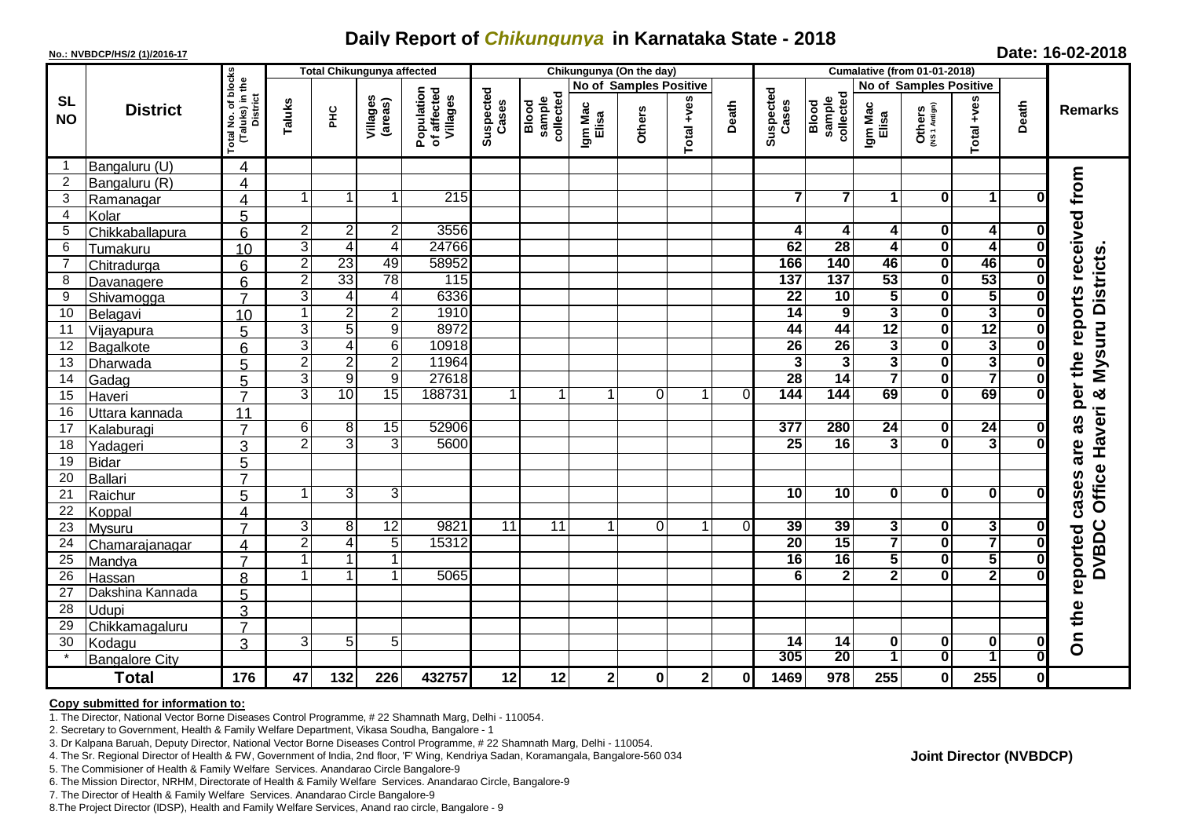# Daily Report of *Chikungunya* in Karnataka State - 2018

**No.: NVBDCP/HS/2 (1)/2016-17**

**Date: 16-02-2018**

| SL NO | District | Total No. of blocks (Taluks) in the District | Total Chikungunya affected | | | | Chikungunya (On the day) | | | | | | | Cumalative (from 01-01-2018) | | | | | | | Remarks |
|---|---|---|---|---|---|---|---|---|---|---|---|---|---|---|---|---|---|---|---|---|---|
| | | | Taluks | PHC | Villages (areas) | Population of affected Villages | Suspected Cases | Blood sample collected | No of Samples Positive | | | Death | Suspected Cases | Blood sample collected | No of Samples Positive | | | Death | |
| | | | | | | | | | Igm Mac Elisa | Others | Total +ves | | | | Igm Mac Elisa | Others (NS1 Antigen) | Total +ves | | |
| 1 | Bangaluru (U) | 4 | | | | | | | | | | | | | | | | | On the reported cases are as per the reports received from DVBDC Office Haveri & Mysuru Districts. |
| 2 | Bangaluru (R) | 4 | | | | | | | | | | | | | | | | | |
| 3 | Ramanagar | 4 | 1 | 1 | 1 | 215 | | | | | | | 7 | 7 | 1 | 0 | 1 | 0 | |
| 4 | Kolar | 5 | | | | | | | | | | | | | | | | | |
| 5 | Chikkaballapura | 6 | 2 | 2 | 2 | 3556 | | | | | | | 4 | 4 | 4 | 0 | 4 | 0 | |
| 6 | Tumakuru | 10 | 3 | 4 | 4 | 24766 | | | | | | | 62 | 28 | 4 | 0 | 4 | 0 | |
| 7 | Chitradurga | 6 | 2 | 23 | 49 | 58952 | | | | | | | 166 | 140 | 46 | 0 | 46 | 0 | |
| 8 | Davanagere | 6 | 2 | 33 | 78 | 115 | | | | | | | 137 | 137 | 53 | 0 | 53 | 0 | |
| 9 | Shivamogga | 7 | 3 | 4 | 4 | 6336 | | | | | | | 22 | 10 | 5 | 0 | 5 | 0 | |
| 10 | Belagavi | 10 | 1 | 2 | 2 | 1910 | | | | | | | 14 | 9 | 3 | 0 | 3 | 0 | |
| 11 | Vijayapura | 5 | 3 | 5 | 9 | 8972 | | | | | | | 44 | 44 | 12 | 0 | 12 | 0 | |
| 12 | Bagalkote | 6 | 3 | 4 | 6 | 10918 | | | | | | | 26 | 26 | 3 | 0 | 3 | 0 | |
| 13 | Dharwada | 5 | 2 | 2 | 2 | 11964 | | | | | | | 3 | 3 | 3 | 0 | 3 | 0 | |
| 14 | Gadag | 5 | 3 | 9 | 9 | 27618 | | | | | | | 28 | 14 | 7 | 0 | 7 | 0 | |
| 15 | Haveri | 7 | 3 | 10 | 15 | 188731 | 1 | 1 | 1 | 0 | 1 | 0 | 144 | 144 | 69 | 0 | 69 | 0 | |
| 16 | Uttara kannada | 11 | | | | | | | | | | | | | | | | | |
| 17 | Kalaburagi | 7 | 6 | 8 | 15 | 52906 | | | | | | | 377 | 280 | 24 | 0 | 24 | 0 | |
| 18 | Yadageri | 3 | 2 | 3 | 3 | 5600 | | | | | | | 25 | 16 | 3 | 0 | 3 | 0 | |
| 19 | Bidar | 5 | | | | | | | | | | | | | | | | | |
| 20 | Ballari | 7 | | | | | | | | | | | | | | | | | |
| 21 | Raichur | 5 | 1 | 3 | 3 | | | | | | | | 10 | 10 | 0 | 0 | 0 | 0 | |
| 22 | Koppal | 4 | | | | | | | | | | | | | | | | | |
| 23 | Mysuru | 7 | 3 | 8 | 12 | 9821 | 11 | 11 | 1 | 0 | 1 | 0 | 39 | 39 | 3 | 0 | 3 | 0 | |
| 24 | Chamarajanagar | 4 | 2 | 4 | 5 | 15312 | | | | | | | 20 | 15 | 7 | 0 | 7 | 0 | |
| 25 | Mandya | 7 | 1 | 1 | 1 | | | | | | | | 16 | 16 | 5 | 0 | 5 | 0 | |
| 26 | Hassan | 8 | 1 | 1 | 1 | 5065 | | | | | | | 6 | 2 | 2 | 0 | 2 | 0 | |
| 27 | Dakshina Kannada | 5 | | | | | | | | | | | | | | | | | |
| 28 | Udupi | 3 | | | | | | | | | | | | | | | | | |
| 29 | Chikkamagaluru | 7 | | | | | | | | | | | | | | | | | |
| 30 | Kodagu | 3 | 3 | 5 | 5 | | | | | | | | 14 | 14 | 0 | 0 | 0 | 0 | |
| * | Bangalore City | | | | | | | | | | | | 305 | 20 | 1 | 0 | 1 | 0 | |
| | **Total** | **176** | **47** | **132** | **226** | **432757** | **12** | **12** | **2** | **0** | **2** | **0** | **1469** | **978** | **255** | **0** | **255** | **0** | |

**Copy submitted for information to:**

1. The Director, National Vector Borne Diseases Control Programme, # 22 Shamnath Marg, Delhi - 110054.
2. Secretary to Government, Health & Family Welfare Department, Vikasa Soudha, Bangalore - 1
3. Dr Kalpana Baruah, Deputy Director, National Vector Borne Diseases Control Programme, # 22 Shamnath Marg, Delhi - 110054.
4. The Sr. Regional Director of Health & FW, Government of India, 2nd floor, 'F' Wing, Kendriya Sadan, Koramangala, Bangalore-560 034
5. The Commisioner of Health & Family Welfare Services. Anandarao Circle Bangalore-9
6. The Mission Director, NRHM, Directorate of Health & Family Welfare Services. Anandarao Circle, Bangalore-9
7. The Director of Health & Family Welfare Services. Anandarao Circle Bangalore-9
8. The Project Director (IDSP), Health and Family Welfare Services, Anand rao circle, Bangalore - 9

**Joint Director (NVBDCP)**